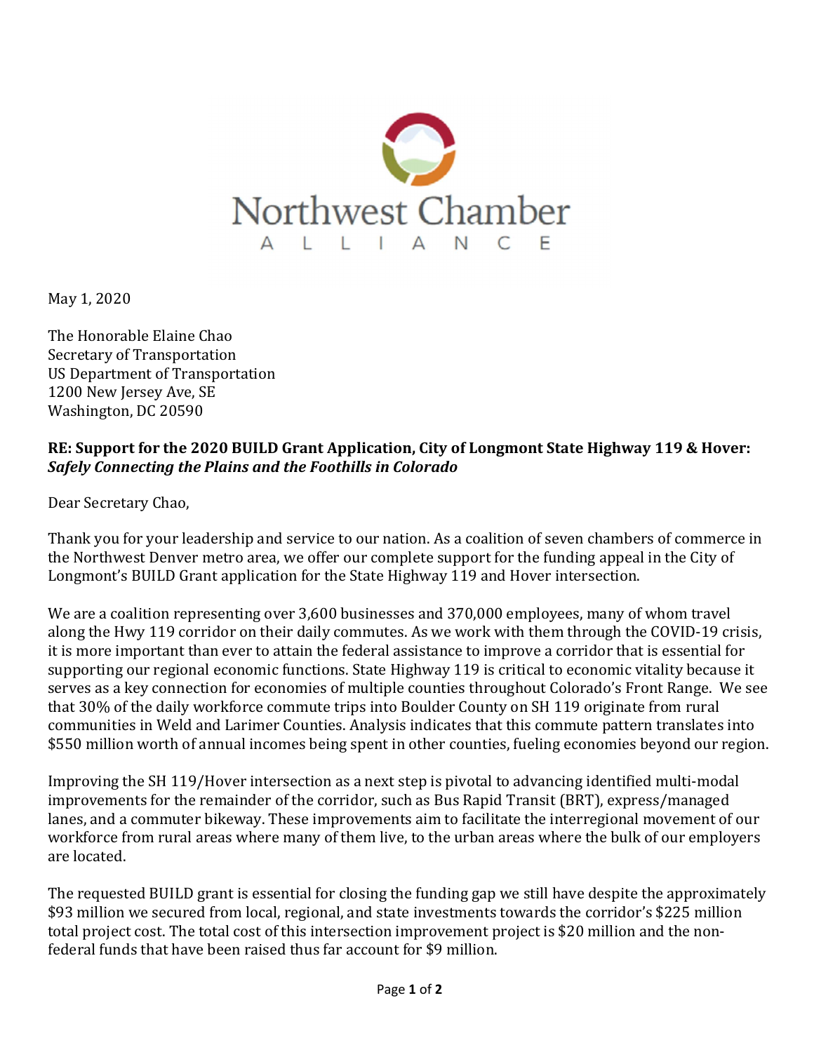# Northwest Chamber ALLIANCE

May 1, 2020

The Honorable Elaine Chao
Secretary of Transportation
US Department of Transportation
1200 New Jersey Ave, SE
Washington, DC 20590

**RE: Support for the 2020 BUILD Grant Application, City of Longmont State Highway 119 & Hover:** ***Safely Connecting the Plains and the Foothills in Colorado***

Dear Secretary Chao,

Thank you for your leadership and service to our nation. As a coalition of seven chambers of commerce in the Northwest Denver metro area, we offer our complete support for the funding appeal in the City of Longmont's BUILD Grant application for the State Highway 119 and Hover intersection.

We are a coalition representing over 3,600 businesses and 370,000 employees, many of whom travel along the Hwy 119 corridor on their daily commutes. As we work with them through the COVID-19 crisis, it is more important than ever to attain the federal assistance to improve a corridor that is essential for supporting our regional economic functions. State Highway 119 is critical to economic vitality because it serves as a key connection for economies of multiple counties throughout Colorado's Front Range. We see that 30% of the daily workforce commute trips into Boulder County on SH 119 originate from rural communities in Weld and Larimer Counties. Analysis indicates that this commute pattern translates into $550 million worth of annual incomes being spent in other counties, fueling economies beyond our region.

Improving the SH 119/Hover intersection as a next step is pivotal to advancing identified multi-modal improvements for the remainder of the corridor, such as Bus Rapid Transit (BRT), express/managed lanes, and a commuter bikeway. These improvements aim to facilitate the interregional movement of our workforce from rural areas where many of them live, to the urban areas where the bulk of our employers are located.

The requested BUILD grant is essential for closing the funding gap we still have despite the approximately $93 million we secured from local, regional, and state investments towards the corridor's $225 million total project cost. The total cost of this intersection improvement project is $20 million and the non-federal funds that have been raised thus far account for $9 million.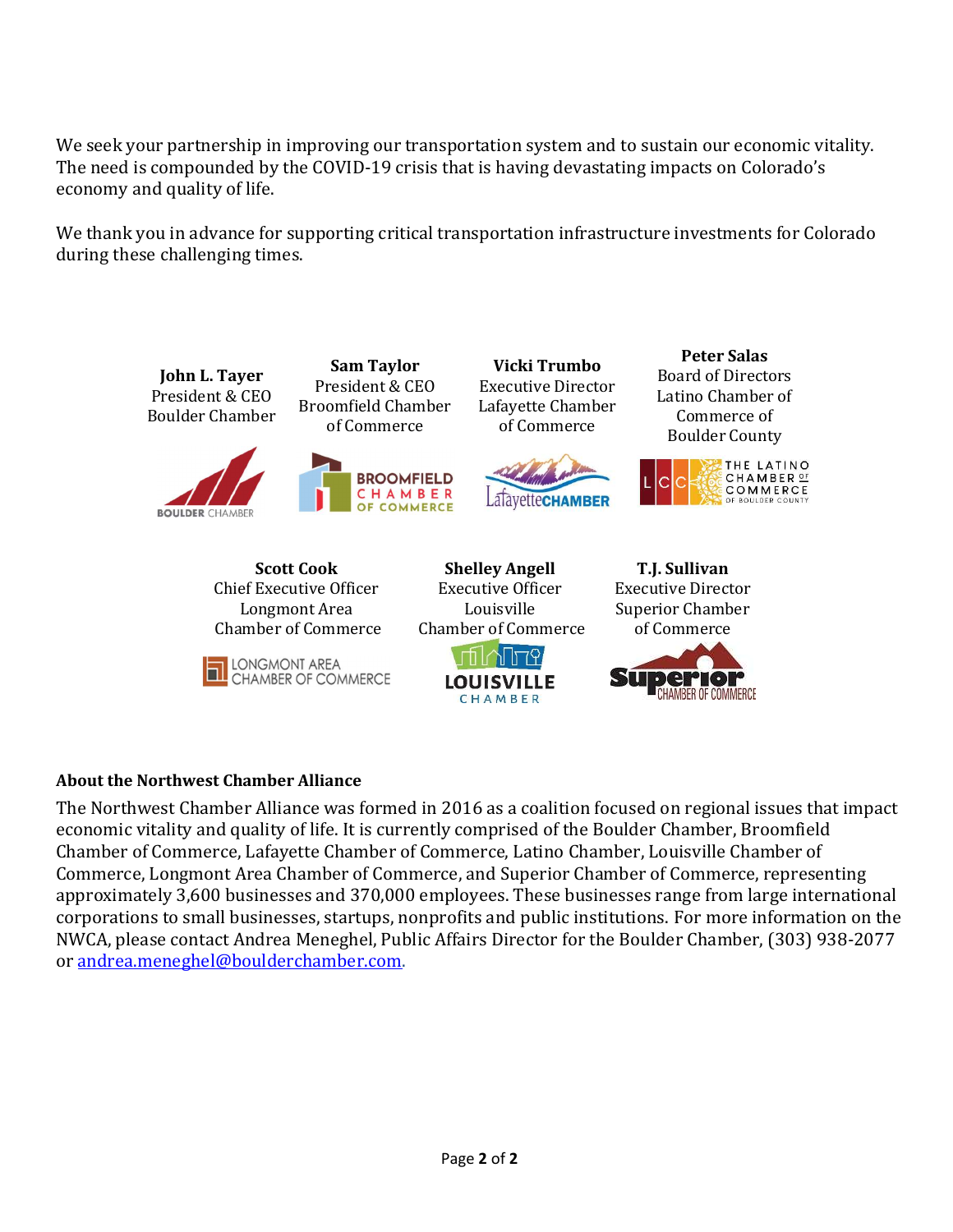We seek your partnership in improving our transportation system and to sustain our economic vitality. The need is compounded by the COVID-19 crisis that is having devastating impacts on Colorado's economy and quality of life.

We thank you in advance for supporting critical transportation infrastructure investments for Colorado during these challenging times.

**John L. Tayer**
President & CEO
Boulder Chamber

**Sam Taylor**
President & CEO
Broomfield Chamber of Commerce

**Vicki Trumbo**
Executive Director
Lafayette Chamber of Commerce

**Peter Salas**
Board of Directors
Latino Chamber of Commerce of Boulder County

**Scott Cook**
Chief Executive Officer
Longmont Area Chamber of Commerce

**Shelley Angell**
Executive Officer
Louisville Chamber of Commerce

**T.J. Sullivan**
Executive Director
Superior Chamber of Commerce

**About the Northwest Chamber Alliance**

The Northwest Chamber Alliance was formed in 2016 as a coalition focused on regional issues that impact economic vitality and quality of life. It is currently comprised of the Boulder Chamber, Broomfield Chamber of Commerce, Lafayette Chamber of Commerce, Latino Chamber, Louisville Chamber of Commerce, Longmont Area Chamber of Commerce, and Superior Chamber of Commerce, representing approximately 3,600 businesses and 370,000 employees. These businesses range from large international corporations to small businesses, startups, nonprofits and public institutions. For more information on the NWCA, please contact Andrea Meneghel, Public Affairs Director for the Boulder Chamber, (303) 938-2077 or andrea.meneghel@boulderchamber.com.